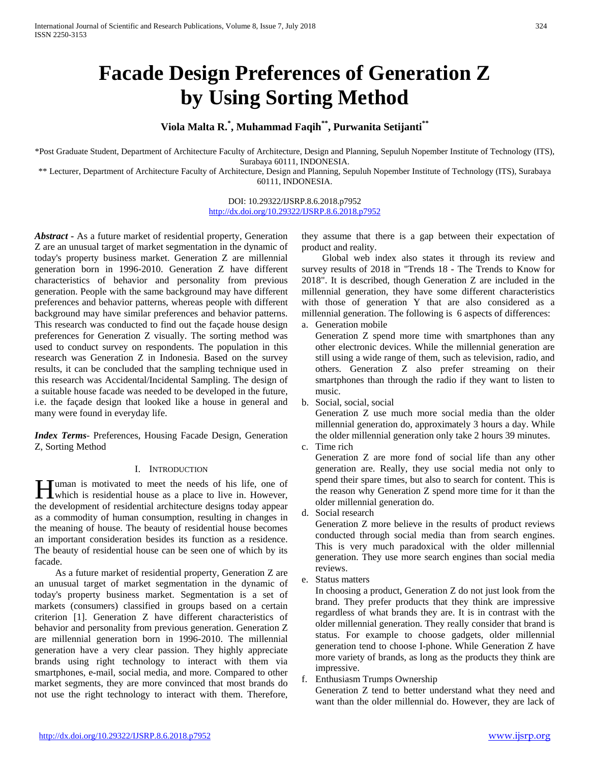# Facade Design Preferences of Generation Z by Using Sorting Method

**Viola Malta R.[*], Muhammad Faqih[**], Purwanita Setijanti[**]**

*Post Graduate Student, Department of Architecture Faculty of Architecture, Design and Planning, Sepuluh Nopember Institute of Technology (ITS), Surabaya 60111, INDONESIA.

** Lecturer, Department of Architecture Faculty of Architecture, Design and Planning, Sepuluh Nopember Institute of Technology (ITS), Surabaya 60111, INDONESIA.

DOI: 10.29322/IJSRP.8.6.2018.p7952
http://dx.doi.org/10.29322/IJSRP.8.6.2018.p7952

***Abstract*** - As a future market of residential property, Generation Z are an unusual target of market segmentation in the dynamic of today's property business market. Generation Z are millennial generation born in 1996-2010. Generation Z have different characteristics of behavior and personality from previous generation. People with the same background may have different preferences and behavior patterns, whereas people with different background may have similar preferences and behavior patterns. This research was conducted to find out the façade house design preferences for Generation Z visually. The sorting method was used to conduct survey on respondents. The population in this research was Generation Z in Indonesia. Based on the survey results, it can be concluded that the sampling technique used in this research was Accidental/Incidental Sampling. The design of a suitable house facade was needed to be developed in the future, i.e. the façade design that looked like a house in general and many were found in everyday life.

***Index Terms***- Preferences, Housing Facade Design, Generation Z, Sorting Method

## I. Introduction

Human is motivated to meet the needs of his life, one of which is residential house as a place to live in. However, the development of residential architecture designs today appear as a commodity of human consumption, resulting in changes in the meaning of house. The beauty of residential house becomes an important consideration besides its function as a residence. The beauty of residential house can be seen one of which by its facade.

As a future market of residential property, Generation Z are an unusual target of market segmentation in the dynamic of today's property business market. Segmentation is a set of markets (consumers) classified in groups based on a certain criterion [1]. Generation Z have different characteristics of behavior and personality from previous generation. Generation Z are millennial generation born in 1996-2010. The millennial generation have a very clear passion. They highly appreciate brands using right technology to interact with them via smartphones, e-mail, social media, and more. Compared to other market segments, they are more convinced that most brands do not use the right technology to interact with them. Therefore, they assume that there is a gap between their expectation of product and reality.

Global web index also states it through its review and survey results of 2018 in "Trends 18 - The Trends to Know for 2018". It is described, though Generation Z are included in the millennial generation, they have some different characteristics with those of generation Y that are also considered as a millennial generation. The following is 6 aspects of differences:

a. Generation mobile
   Generation Z spend more time with smartphones than any other electronic devices. While the millennial generation are still using a wide range of them, such as television, radio, and others. Generation Z also prefer streaming on their smartphones than through the radio if they want to listen to music.
b. Social, social, social
   Generation Z use much more social media than the older millennial generation do, approximately 3 hours a day. While the older millennial generation only take 2 hours 39 minutes.
c. Time rich
   Generation Z are more fond of social life than any other generation are. Really, they use social media not only to spend their spare times, but also to search for content. This is the reason why Generation Z spend more time for it than the older millennial generation do.
d. Social research
   Generation Z more believe in the results of product reviews conducted through social media than from search engines. This is very much paradoxical with the older millennial generation. They use more search engines than social media reviews.
e. Status matters
   In choosing a product, Generation Z do not just look from the brand. They prefer products that they think are impressive regardless of what brands they are. It is in contrast with the older millennial generation. They really consider that brand is status. For example to choose gadgets, older millennial generation tend to choose I-phone. While Generation Z have more variety of brands, as long as the products they think are impressive.
f. Enthusiasm Trumps Ownership
   Generation Z tend to better understand what they need and want than the older millennial do. However, they are lack of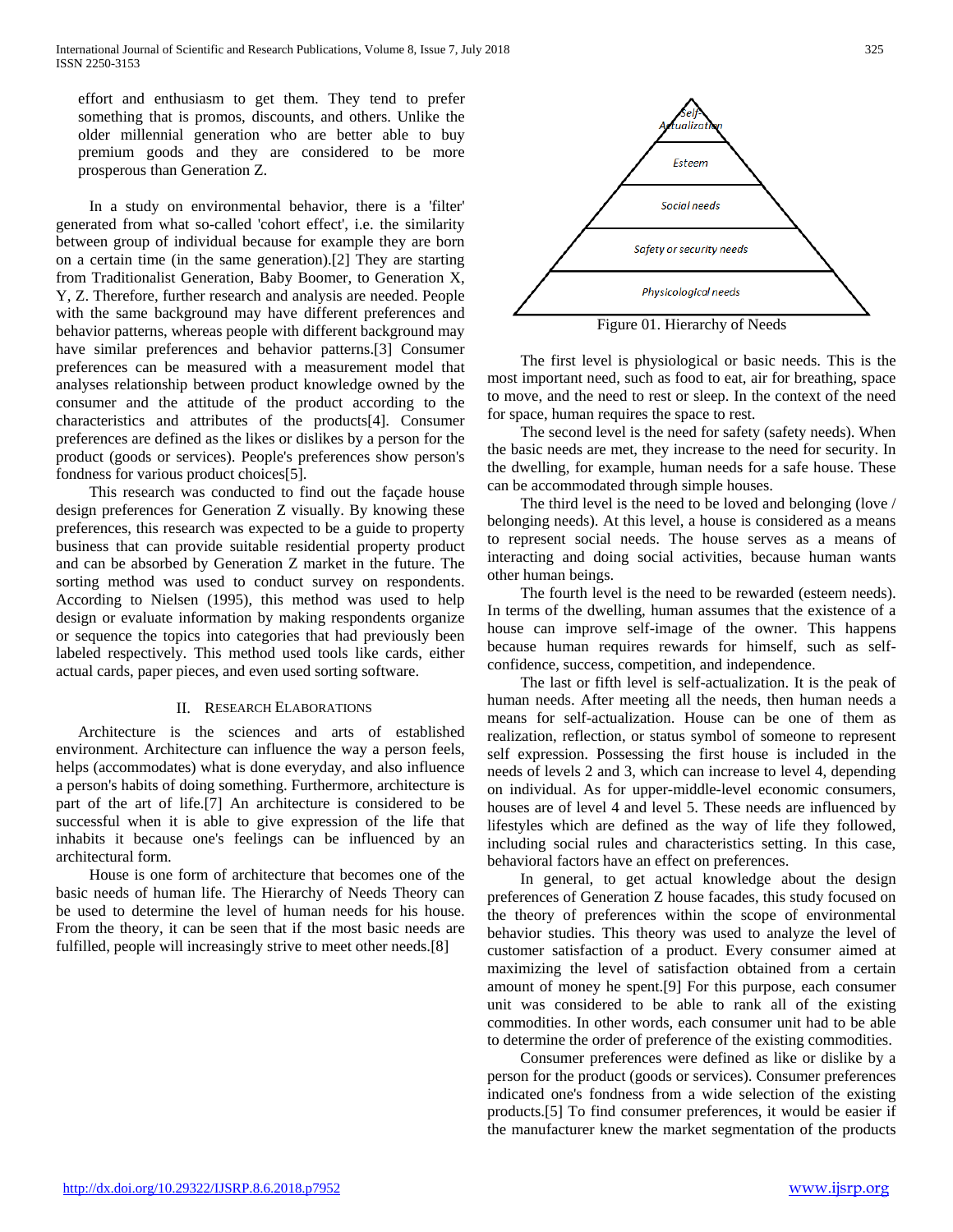effort and enthusiasm to get them. They tend to prefer something that is promos, discounts, and others. Unlike the older millennial generation who are better able to buy premium goods and they are considered to be more prosperous than Generation Z.

In a study on environmental behavior, there is a 'filter' generated from what so-called 'cohort effect', i.e. the similarity between group of individual because for example they are born on a certain time (in the same generation).[2] They are starting from Traditionalist Generation, Baby Boomer, to Generation X, Y, Z. Therefore, further research and analysis are needed. People with the same background may have different preferences and behavior patterns, whereas people with different background may have similar preferences and behavior patterns.[3] Consumer preferences can be measured with a measurement model that analyses relationship between product knowledge owned by the consumer and the attitude of the product according to the characteristics and attributes of the products[4]. Consumer preferences are defined as the likes or dislikes by a person for the product (goods or services). People's preferences show person's fondness for various product choices[5].

This research was conducted to find out the façade house design preferences for Generation Z visually. By knowing these preferences, this research was expected to be a guide to property business that can provide suitable residential property product and can be absorbed by Generation Z market in the future. The sorting method was used to conduct survey on respondents. According to Nielsen (1995), this method was used to help design or evaluate information by making respondents organize or sequence the topics into categories that had previously been labeled respectively. This method used tools like cards, either actual cards, paper pieces, and even used sorting software.

## II. Research Elaborations

Architecture is the sciences and arts of established environment. Architecture can influence the way a person feels, helps (accommodates) what is done everyday, and also influence a person's habits of doing something. Furthermore, architecture is part of the art of life.[7] An architecture is considered to be successful when it is able to give expression of the life that inhabits it because one's feelings can be influenced by an architectural form.

House is one form of architecture that becomes one of the basic needs of human life. The Hierarchy of Needs Theory can be used to determine the level of human needs for his house. From the theory, it can be seen that if the most basic needs are fulfilled, people will increasingly strive to meet other needs.[8]

Self-Actualization

Esteem

Social needs

Safety or security needs

Physicological needs

Figure 01. Hierarchy of Needs

The first level is physiological or basic needs. This is the most important need, such as food to eat, air for breathing, space to move, and the need to rest or sleep. In the context of the need for space, human requires the space to rest.

The second level is the need for safety (safety needs). When the basic needs are met, they increase to the need for security. In the dwelling, for example, human needs for a safe house. These can be accommodated through simple houses.

The third level is the need to be loved and belonging (love / belonging needs). At this level, a house is considered as a means to represent social needs. The house serves as a means of interacting and doing social activities, because human wants other human beings.

The fourth level is the need to be rewarded (esteem needs). In terms of the dwelling, human assumes that the existence of a house can improve self-image of the owner. This happens because human requires rewards for himself, such as self-confidence, success, competition, and independence.

The last or fifth level is self-actualization. It is the peak of human needs. After meeting all the needs, then human needs a means for self-actualization. House can be one of them as realization, reflection, or status symbol of someone to represent self expression. Possessing the first house is included in the needs of levels 2 and 3, which can increase to level 4, depending on individual. As for upper-middle-level economic consumers, houses are of level 4 and level 5. These needs are influenced by lifestyles which are defined as the way of life they followed, including social rules and characteristics setting. In this case, behavioral factors have an effect on preferences.

In general, to get actual knowledge about the design preferences of Generation Z house facades, this study focused on the theory of preferences within the scope of environmental behavior studies. This theory was used to analyze the level of customer satisfaction of a product. Every consumer aimed at maximizing the level of satisfaction obtained from a certain amount of money he spent.[9] For this purpose, each consumer unit was considered to be able to rank all of the existing commodities. In other words, each consumer unit had to be able to determine the order of preference of the existing commodities.

Consumer preferences were defined as like or dislike by a person for the product (goods or services). Consumer preferences indicated one's fondness from a wide selection of the existing products.[5] To find consumer preferences, it would be easier if the manufacturer knew the market segmentation of the products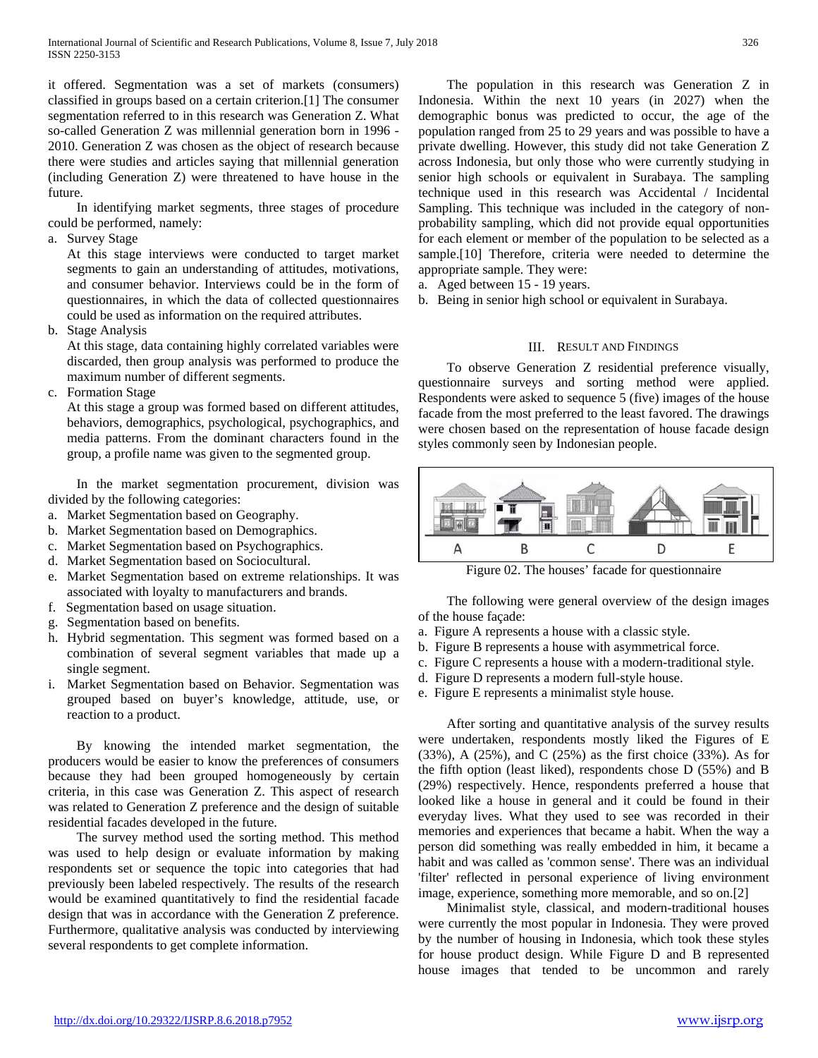it offered. Segmentation was a set of markets (consumers) classified in groups based on a certain criterion.[1] The consumer segmentation referred to in this research was Generation Z. What so-called Generation Z was millennial generation born in 1996 - 2010. Generation Z was chosen as the object of research because there were studies and articles saying that millennial generation (including Generation Z) were threatened to have house in the future.

In identifying market segments, three stages of procedure could be performed, namely:

a. Survey Stage
   At this stage interviews were conducted to target market segments to gain an understanding of attitudes, motivations, and consumer behavior. Interviews could be in the form of questionnaires, in which the data of collected questionnaires could be used as information on the required attributes.
b. Stage Analysis
   At this stage, data containing highly correlated variables were discarded, then group analysis was performed to produce the maximum number of different segments.
c. Formation Stage
   At this stage a group was formed based on different attitudes, behaviors, demographics, psychological, psychographics, and media patterns. From the dominant characters found in the group, a profile name was given to the segmented group.

In the market segmentation procurement, division was divided by the following categories:

a. Market Segmentation based on Geography.
b. Market Segmentation based on Demographics.
c. Market Segmentation based on Psychographics.
d. Market Segmentation based on Sociocultural.
e. Market Segmentation based on extreme relationships. It was associated with loyalty to manufacturers and brands.
f. Segmentation based on usage situation.
g. Segmentation based on benefits.
h. Hybrid segmentation. This segment was formed based on a combination of several segment variables that made up a single segment.
i. Market Segmentation based on Behavior. Segmentation was grouped based on buyer's knowledge, attitude, use, or reaction to a product.

By knowing the intended market segmentation, the producers would be easier to know the preferences of consumers because they had been grouped homogeneously by certain criteria, in this case was Generation Z. This aspect of research was related to Generation Z preference and the design of suitable residential facades developed in the future.

The survey method used the sorting method. This method was used to help design or evaluate information by making respondents set or sequence the topic into categories that had previously been labeled respectively. The results of the research would be examined quantitatively to find the residential facade design that was in accordance with the Generation Z preference. Furthermore, qualitative analysis was conducted by interviewing several respondents to get complete information.

The population in this research was Generation Z in Indonesia. Within the next 10 years (in 2027) when the demographic bonus was predicted to occur, the age of the population ranged from 25 to 29 years and was possible to have a private dwelling. However, this study did not take Generation Z across Indonesia, but only those who were currently studying in senior high schools or equivalent in Surabaya. The sampling technique used in this research was Accidental / Incidental Sampling. This technique was included in the category of non-probability sampling, which did not provide equal opportunities for each element or member of the population to be selected as a sample.[10] Therefore, criteria were needed to determine the appropriate sample. They were:

a. Aged between 15 - 19 years.
b. Being in senior high school or equivalent in Surabaya.

## III. Result and Findings

To observe Generation Z residential preference visually, questionnaire surveys and sorting method were applied. Respondents were asked to sequence 5 (five) images of the house facade from the most preferred to the least favored. The drawings were chosen based on the representation of house facade design styles commonly seen by Indonesian people.

A B C D E

Figure 02. The houses' facade for questionnaire

The following were general overview of the design images of the house façade:

a. Figure A represents a house with a classic style.
b. Figure B represents a house with asymmetrical force.
c. Figure C represents a house with a modern-traditional style.
d. Figure D represents a modern full-style house.
e. Figure E represents a minimalist style house.

After sorting and quantitative analysis of the survey results were undertaken, respondents mostly liked the Figures of E (33%), A (25%), and C (25%) as the first choice (33%). As for the fifth option (least liked), respondents chose D (55%) and B (29%) respectively. Hence, respondents preferred a house that looked like a house in general and it could be found in their everyday lives. What they used to see was recorded in their memories and experiences that became a habit. When the way a person did something was really embedded in him, it became a habit and was called as 'common sense'. There was an individual 'filter' reflected in personal experience of living environment image, experience, something more memorable, and so on.[2]

Minimalist style, classical, and modern-traditional houses were currently the most popular in Indonesia. They were proved by the number of housing in Indonesia, which took these styles for house product design. While Figure D and B represented house images that tended to be uncommon and rarely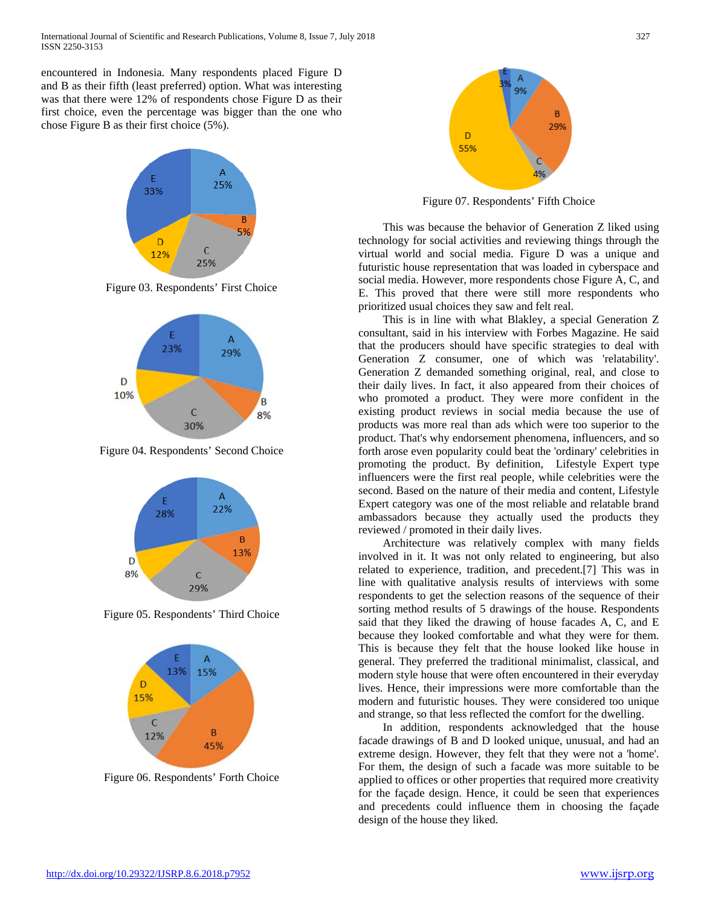encountered in Indonesia. Many respondents placed Figure D and B as their fifth (least preferred) option. What was interesting was that there were 12% of respondents chose Figure D as their first choice, even the percentage was bigger than the one who chose Figure B as their first choice (5%).

Figure 03. Respondents' First Choice

Figure 04. Respondents' Second Choice

Figure 05. Respondents' Third Choice

Figure 06. Respondents' Forth Choice

Figure 07. Respondents' Fifth Choice

This was because the behavior of Generation Z liked using technology for social activities and reviewing things through the virtual world and social media. Figure D was a unique and futuristic house representation that was loaded in cyberspace and social media. However, more respondents chose Figure A, C, and E. This proved that there were still more respondents who prioritized usual choices they saw and felt real.

This is in line with what Blakley, a special Generation Z consultant, said in his interview with Forbes Magazine. He said that the producers should have specific strategies to deal with Generation Z consumer, one of which was 'relatability'. Generation Z demanded something original, real, and close to their daily lives. In fact, it also appeared from their choices of who promoted a product. They were more confident in the existing product reviews in social media because the use of products was more real than ads which were too superior to the product. That's why endorsement phenomena, influencers, and so forth arose even popularity could beat the 'ordinary' celebrities in promoting the product. By definition, Lifestyle Expert type influencers were the first real people, while celebrities were the second. Based on the nature of their media and content, Lifestyle Expert category was one of the most reliable and relatable brand ambassadors because they actually used the products they reviewed / promoted in their daily lives.

Architecture was relatively complex with many fields involved in it. It was not only related to engineering, but also related to experience, tradition, and precedent.[7] This was in line with qualitative analysis results of interviews with some respondents to get the selection reasons of the sequence of their sorting method results of 5 drawings of the house. Respondents said that they liked the drawing of house facades A, C, and E because they looked comfortable and what they were for them. This is because they felt that the house looked like house in general. They preferred the traditional minimalist, classical, and modern style house that were often encountered in their everyday lives. Hence, their impressions were more comfortable than the modern and futuristic houses. They were considered too unique and strange, so that less reflected the comfort for the dwelling.

In addition, respondents acknowledged that the house facade drawings of B and D looked unique, unusual, and had an extreme design. However, they felt that they were not a 'home'. For them, the design of such a facade was more suitable to be applied to offices or other properties that required more creativity for the façade design. Hence, it could be seen that experiences and precedents could influence them in choosing the façade design of the house they liked.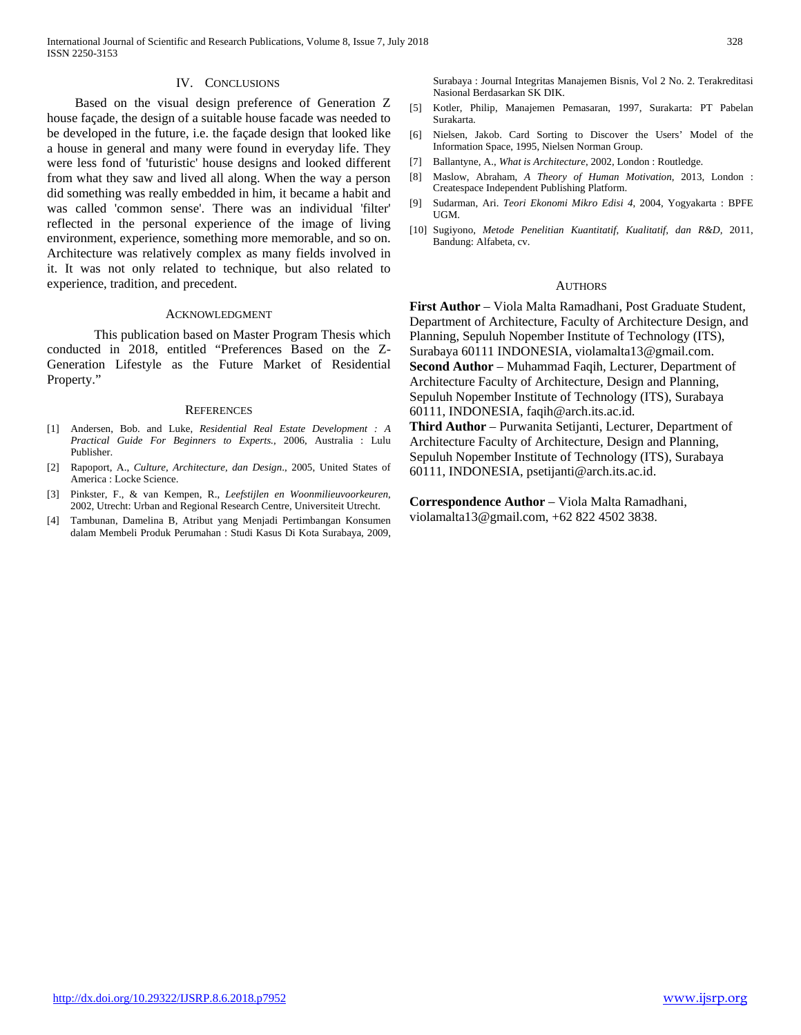## IV. Conclusions

Based on the visual design preference of Generation Z house façade, the design of a suitable house facade was needed to be developed in the future, i.e. the façade design that looked like a house in general and many were found in everyday life. They were less fond of 'futuristic' house designs and looked different from what they saw and lived all along. When the way a person did something was really embedded in him, it became a habit and was called 'common sense'. There was an individual 'filter' reflected in the personal experience of the image of living environment, experience, something more memorable, and so on. Architecture was relatively complex as many fields involved in it. It was not only related to technique, but also related to experience, tradition, and precedent.

## Acknowledgment

This publication based on Master Program Thesis which conducted in 2018, entitled "Preferences Based on the Z-Generation Lifestyle as the Future Market of Residential Property."

## References

[1] Andersen, Bob. and Luke, *Residential Real Estate Development : A Practical Guide For Beginners to Experts.*, 2006, Australia : Lulu Publisher.

[2] Rapoport, A., *Culture, Architecture, dan Design.*, 2005, United States of America : Locke Science.

[3] Pinkster, F., & van Kempen, R., *Leefstijlen en Woonmilieuvoorkeuren*, 2002, Utrecht: Urban and Regional Research Centre, Universiteit Utrecht.

[4] Tambunan, Damelina B, Atribut yang Menjadi Pertimbangan Konsumen dalam Membeli Produk Perumahan : Studi Kasus Di Kota Surabaya, 2009, Surabaya : Journal Integritas Manajemen Bisnis, Vol 2 No. 2. Terakreditasi Nasional Berdasarkan SK DIK.

[5] Kotler, Philip, Manajemen Pemasaran, 1997, Surakarta: PT Pabelan Surakarta.

[6] Nielsen, Jakob. Card Sorting to Discover the Users' Model of the Information Space, 1995, Nielsen Norman Group.

[7] Ballantyne, A., *What is Architecture*, 2002, London : Routledge.

[8] Maslow, Abraham, *A Theory of Human Motivation*, 2013, London : Createspace Independent Publishing Platform.

[9] Sudarman, Ari. *Teori Ekonomi Mikro Edisi 4*, 2004, Yogyakarta : BPFE UGM.

[10] Sugiyono, *Metode Penelitian Kuantitatif, Kualitatif, dan R&D*, 2011, Bandung: Alfabeta, cv.

## Authors

**First Author** – Viola Malta Ramadhani, Post Graduate Student, Department of Architecture, Faculty of Architecture Design, and Planning, Sepuluh Nopember Institute of Technology (ITS), Surabaya 60111 INDONESIA, violamalta13@gmail.com.

**Second Author** – Muhammad Faqih, Lecturer, Department of Architecture Faculty of Architecture, Design and Planning, Sepuluh Nopember Institute of Technology (ITS), Surabaya 60111, INDONESIA, faqih@arch.its.ac.id.

**Third Author** – Purwanita Setijanti, Lecturer, Department of Architecture Faculty of Architecture, Design and Planning, Sepuluh Nopember Institute of Technology (ITS), Surabaya 60111, INDONESIA, psetijanti@arch.its.ac.id.

**Correspondence Author** – Viola Malta Ramadhani, violamalta13@gmail.com, +62 822 4502 3838.